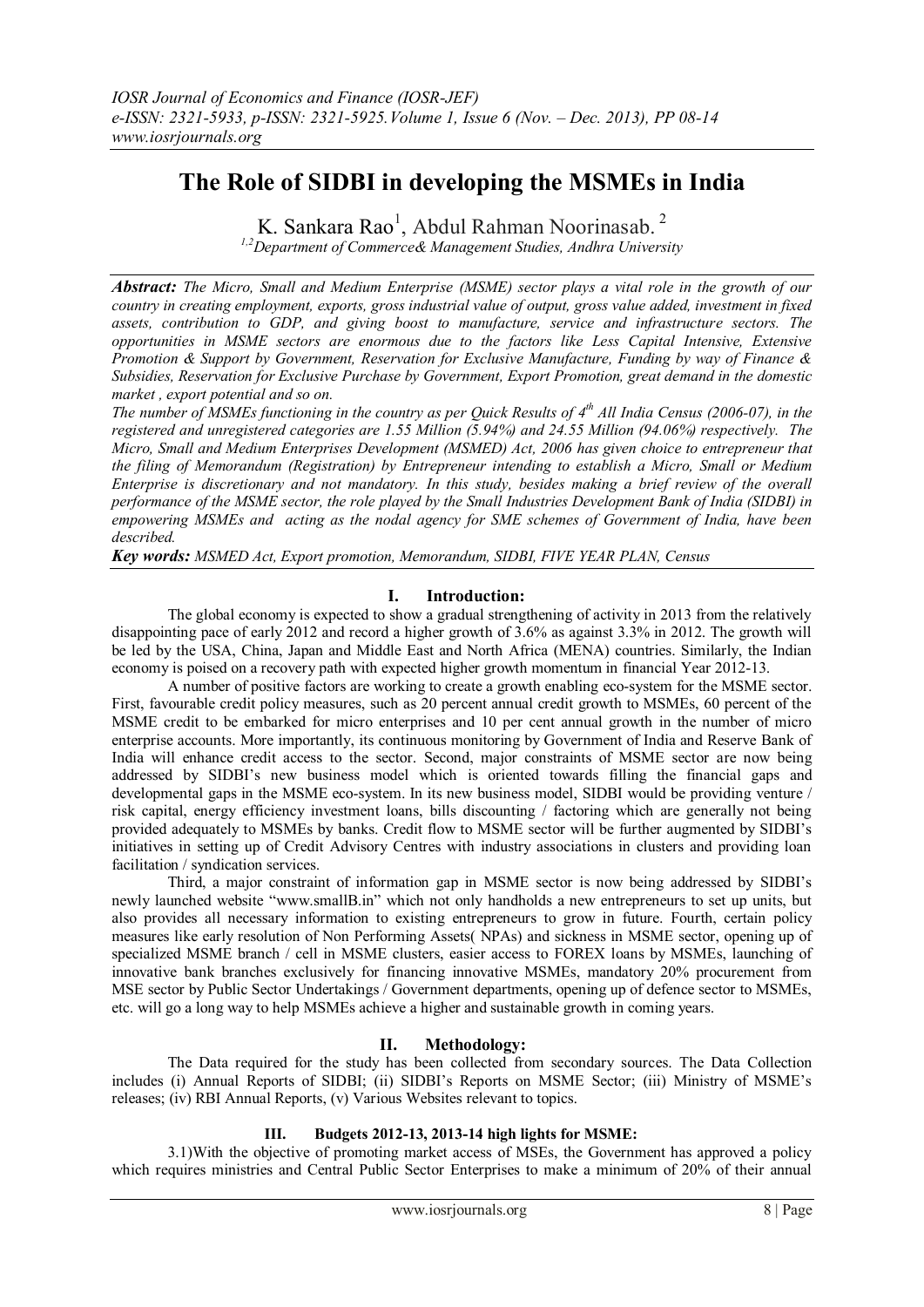# The Role of SIDBI in developing the MSMEs in India

K. Sankara Rao[1], Abdul Rahman Noorinasab. [2]

[1,2]*Department of Commerce& Management Studies, Andhra University*

***Abstract:*** *The Micro, Small and Medium Enterprise (MSME) sector plays a vital role in the growth of our country in creating employment, exports, gross industrial value of output, gross value added, investment in fixed assets, contribution to GDP, and giving boost to manufacture, service and infrastructure sectors. The opportunities in MSME sectors are enormous due to the factors like Less Capital Intensive, Extensive Promotion & Support by Government, Reservation for Exclusive Manufacture, Funding by way of Finance & Subsidies, Reservation for Exclusive Purchase by Government, Export Promotion, great demand in the domestic market , export potential and so on.*

*The number of MSMEs functioning in the country as per Quick Results of 4th All India Census (2006-07), in the registered and unregistered categories are 1.55 Million (5.94%) and 24.55 Million (94.06%) respectively. The Micro, Small and Medium Enterprises Development (MSMED) Act, 2006 has given choice to entrepreneur that the filing of Memorandum (Registration) by Entrepreneur intending to establish a Micro, Small or Medium Enterprise is discretionary and not mandatory. In this study, besides making a brief review of the overall performance of the MSME sector, the role played by the Small Industries Development Bank of India (SIDBI) in empowering MSMEs and acting as the nodal agency for SME schemes of Government of India, have been described.*

***Key words:*** *MSMED Act, Export promotion, Memorandum, SIDBI, FIVE YEAR PLAN, Census*

## I. Introduction:

The global economy is expected to show a gradual strengthening of activity in 2013 from the relatively disappointing pace of early 2012 and record a higher growth of 3.6% as against 3.3% in 2012. The growth will be led by the USA, China, Japan and Middle East and North Africa (MENA) countries. Similarly, the Indian economy is poised on a recovery path with expected higher growth momentum in financial Year 2012-13.

A number of positive factors are working to create a growth enabling eco-system for the MSME sector. First, favourable credit policy measures, such as 20 percent annual credit growth to MSMEs, 60 percent of the MSME credit to be embarked for micro enterprises and 10 per cent annual growth in the number of micro enterprise accounts. More importantly, its continuous monitoring by Government of India and Reserve Bank of India will enhance credit access to the sector. Second, major constraints of MSME sector are now being addressed by SIDBI's new business model which is oriented towards filling the financial gaps and developmental gaps in the MSME eco-system. In its new business model, SIDBI would be providing venture / risk capital, energy efficiency investment loans, bills discounting / factoring which are generally not being provided adequately to MSMEs by banks. Credit flow to MSME sector will be further augmented by SIDBI's initiatives in setting up of Credit Advisory Centres with industry associations in clusters and providing loan facilitation / syndication services.

Third, a major constraint of information gap in MSME sector is now being addressed by SIDBI's newly launched website "www.smallB.in" which not only handholds a new entrepreneurs to set up units, but also provides all necessary information to existing entrepreneurs to grow in future. Fourth, certain policy measures like early resolution of Non Performing Assets( NPAs) and sickness in MSME sector, opening up of specialized MSME branch / cell in MSME clusters, easier access to FOREX loans by MSMEs, launching of innovative bank branches exclusively for financing innovative MSMEs, mandatory 20% procurement from MSE sector by Public Sector Undertakings / Government departments, opening up of defence sector to MSMEs, etc. will go a long way to help MSMEs achieve a higher and sustainable growth in coming years.

## II. Methodology:

The Data required for the study has been collected from secondary sources. The Data Collection includes (i) Annual Reports of SIDBI; (ii) SIDBI's Reports on MSME Sector; (iii) Ministry of MSME's releases; (iv) RBI Annual Reports, (v) Various Websites relevant to topics.

## III. Budgets 2012-13, 2013-14 high lights for MSME:

3.1)With the objective of promoting market access of MSEs, the Government has approved a policy which requires ministries and Central Public Sector Enterprises to make a minimum of 20% of their annual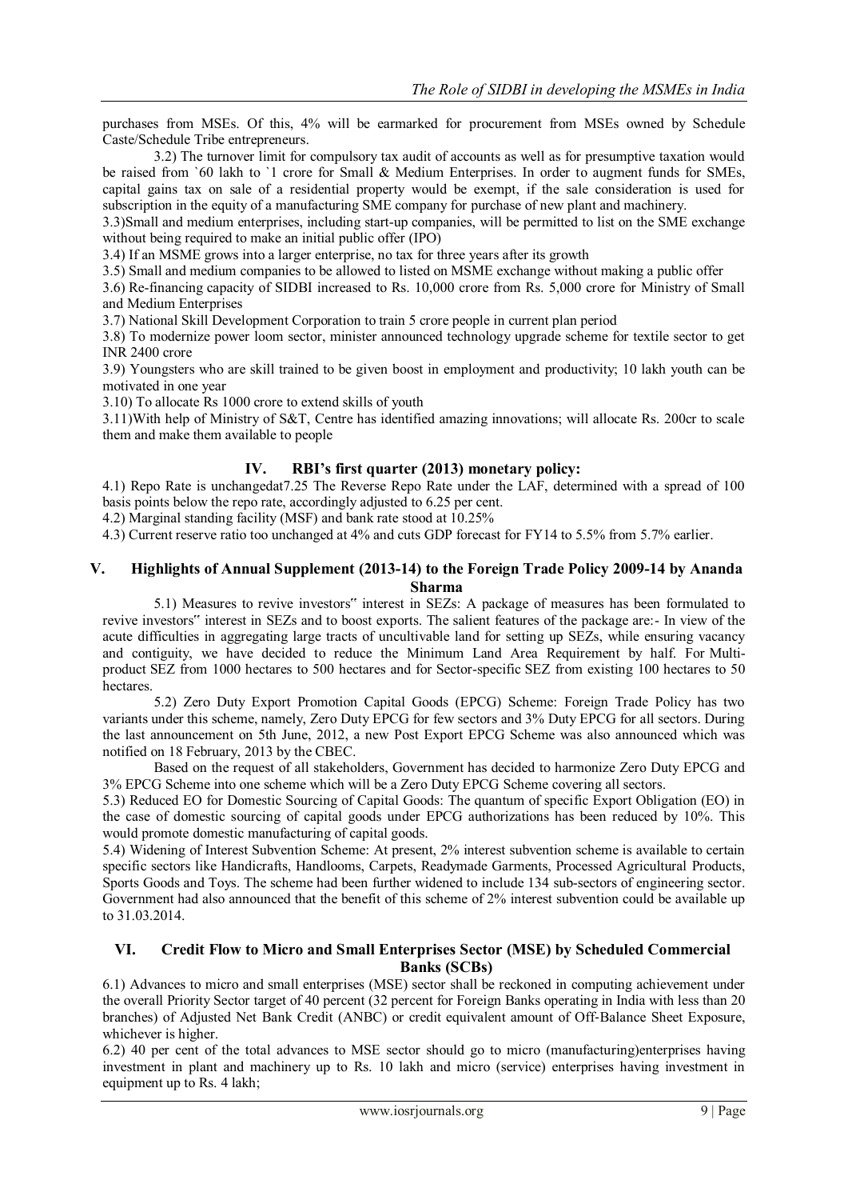purchases from MSEs. Of this, 4% will be earmarked for procurement from MSEs owned by Schedule Caste/Schedule Tribe entrepreneurs.

3.2) The turnover limit for compulsory tax audit of accounts as well as for presumptive taxation would be raised from `60 lakh to `1 crore for Small & Medium Enterprises. In order to augment funds for SMEs, capital gains tax on sale of a residential property would be exempt, if the sale consideration is used for subscription in the equity of a manufacturing SME company for purchase of new plant and machinery.

3.3)Small and medium enterprises, including start-up companies, will be permitted to list on the SME exchange without being required to make an initial public offer (IPO)

3.4) If an MSME grows into a larger enterprise, no tax for three years after its growth

3.5) Small and medium companies to be allowed to listed on MSME exchange without making a public offer

3.6) Re-financing capacity of SIDBI increased to Rs. 10,000 crore from Rs. 5,000 crore for Ministry of Small and Medium Enterprises

3.7) National Skill Development Corporation to train 5 crore people in current plan period

3.8) To modernize power loom sector, minister announced technology upgrade scheme for textile sector to get INR 2400 crore

3.9) Youngsters who are skill trained to be given boost in employment and productivity; 10 lakh youth can be motivated in one year

3.10) To allocate Rs 1000 crore to extend skills of youth

3.11)With help of Ministry of S&T, Centre has identified amazing innovations; will allocate Rs. 200cr to scale them and make them available to people

## IV. RBI's first quarter (2013) monetary policy:

4.1) Repo Rate is unchangedat7.25 The Reverse Repo Rate under the LAF, determined with a spread of 100 basis points below the repo rate, accordingly adjusted to 6.25 per cent.

4.2) Marginal standing facility (MSF) and bank rate stood at 10.25%

4.3) Current reserve ratio too unchanged at 4% and cuts GDP forecast for FY14 to 5.5% from 5.7% earlier.

## V. Highlights of Annual Supplement (2013-14) to the Foreign Trade Policy 2009-14 by Ananda Sharma

5.1) Measures to revive investors" interest in SEZs: A package of measures has been formulated to revive investors" interest in SEZs and to boost exports. The salient features of the package are:- In view of the acute difficulties in aggregating large tracts of uncultivable land for setting up SEZs, while ensuring vacancy and contiguity, we have decided to reduce the Minimum Land Area Requirement by half. For Multi-product SEZ from 1000 hectares to 500 hectares and for Sector-specific SEZ from existing 100 hectares to 50 hectares.

5.2) Zero Duty Export Promotion Capital Goods (EPCG) Scheme: Foreign Trade Policy has two variants under this scheme, namely, Zero Duty EPCG for few sectors and 3% Duty EPCG for all sectors. During the last announcement on 5th June, 2012, a new Post Export EPCG Scheme was also announced which was notified on 18 February, 2013 by the CBEC.

Based on the request of all stakeholders, Government has decided to harmonize Zero Duty EPCG and 3% EPCG Scheme into one scheme which will be a Zero Duty EPCG Scheme covering all sectors.

5.3) Reduced EO for Domestic Sourcing of Capital Goods: The quantum of specific Export Obligation (EO) in the case of domestic sourcing of capital goods under EPCG authorizations has been reduced by 10%. This would promote domestic manufacturing of capital goods.

5.4) Widening of Interest Subvention Scheme: At present, 2% interest subvention scheme is available to certain specific sectors like Handicrafts, Handlooms, Carpets, Readymade Garments, Processed Agricultural Products, Sports Goods and Toys. The scheme had been further widened to include 134 sub-sectors of engineering sector. Government had also announced that the benefit of this scheme of 2% interest subvention could be available up to 31.03.2014.

## VI. Credit Flow to Micro and Small Enterprises Sector (MSE) by Scheduled Commercial Banks (SCBs)

6.1) Advances to micro and small enterprises (MSE) sector shall be reckoned in computing achievement under the overall Priority Sector target of 40 percent (32 percent for Foreign Banks operating in India with less than 20 branches) of Adjusted Net Bank Credit (ANBC) or credit equivalent amount of Off-Balance Sheet Exposure, whichever is higher.

6.2) 40 per cent of the total advances to MSE sector should go to micro (manufacturing)enterprises having investment in plant and machinery up to Rs. 10 lakh and micro (service) enterprises having investment in equipment up to Rs. 4 lakh;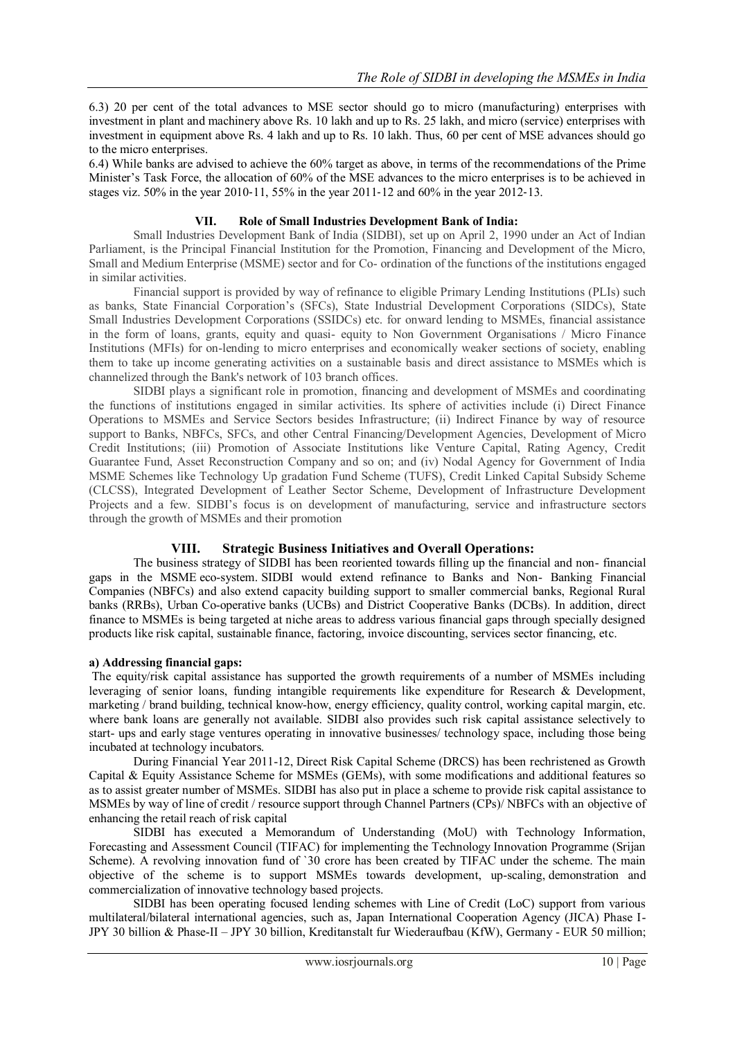6.3) 20 per cent of the total advances to MSE sector should go to micro (manufacturing) enterprises with investment in plant and machinery above Rs. 10 lakh and up to Rs. 25 lakh, and micro (service) enterprises with investment in equipment above Rs. 4 lakh and up to Rs. 10 lakh. Thus, 60 per cent of MSE advances should go to the micro enterprises.

6.4) While banks are advised to achieve the 60% target as above, in terms of the recommendations of the Prime Minister's Task Force, the allocation of 60% of the MSE advances to the micro enterprises is to be achieved in stages viz. 50% in the year 2010-11, 55% in the year 2011-12 and 60% in the year 2012-13.

## VII. Role of Small Industries Development Bank of India:

Small Industries Development Bank of India (SIDBI), set up on April 2, 1990 under an Act of Indian Parliament, is the Principal Financial Institution for the Promotion, Financing and Development of the Micro, Small and Medium Enterprise (MSME) sector and for Co- ordination of the functions of the institutions engaged in similar activities.

Financial support is provided by way of refinance to eligible Primary Lending Institutions (PLIs) such as banks, State Financial Corporation's (SFCs), State Industrial Development Corporations (SIDCs), State Small Industries Development Corporations (SSIDCs) etc. for onward lending to MSMEs, financial assistance in the form of loans, grants, equity and quasi- equity to Non Government Organisations / Micro Finance Institutions (MFIs) for on-lending to micro enterprises and economically weaker sections of society, enabling them to take up income generating activities on a sustainable basis and direct assistance to MSMEs which is channelized through the Bank's network of 103 branch offices.

SIDBI plays a significant role in promotion, financing and development of MSMEs and coordinating the functions of institutions engaged in similar activities. Its sphere of activities include (i) Direct Finance Operations to MSMEs and Service Sectors besides Infrastructure; (ii) Indirect Finance by way of resource support to Banks, NBFCs, SFCs, and other Central Financing/Development Agencies, Development of Micro Credit Institutions; (iii) Promotion of Associate Institutions like Venture Capital, Rating Agency, Credit Guarantee Fund, Asset Reconstruction Company and so on; and (iv) Nodal Agency for Government of India MSME Schemes like Technology Up gradation Fund Scheme (TUFS), Credit Linked Capital Subsidy Scheme (CLCSS), Integrated Development of Leather Sector Scheme, Development of Infrastructure Development Projects and a few. SIDBI's focus is on development of manufacturing, service and infrastructure sectors through the growth of MSMEs and their promotion

## VIII. Strategic Business Initiatives and Overall Operations:

The business strategy of SIDBI has been reoriented towards filling up the financial and non- financial gaps in the MSME eco-system. SIDBI would extend refinance to Banks and Non- Banking Financial Companies (NBFCs) and also extend capacity building support to smaller commercial banks, Regional Rural banks (RRBs), Urban Co-operative banks (UCBs) and District Cooperative Banks (DCBs). In addition, direct finance to MSMEs is being targeted at niche areas to address various financial gaps through specially designed products like risk capital, sustainable finance, factoring, invoice discounting, services sector financing, etc.

**a) Addressing financial gaps:**

The equity/risk capital assistance has supported the growth requirements of a number of MSMEs including leveraging of senior loans, funding intangible requirements like expenditure for Research & Development, marketing / brand building, technical know-how, energy efficiency, quality control, working capital margin, etc. where bank loans are generally not available. SIDBI also provides such risk capital assistance selectively to start- ups and early stage ventures operating in innovative businesses/ technology space, including those being incubated at technology incubators.

During Financial Year 2011-12, Direct Risk Capital Scheme (DRCS) has been rechristened as Growth Capital & Equity Assistance Scheme for MSMEs (GEMs), with some modifications and additional features so as to assist greater number of MSMEs. SIDBI has also put in place a scheme to provide risk capital assistance to MSMEs by way of line of credit / resource support through Channel Partners (CPs)/ NBFCs with an objective of enhancing the retail reach of risk capital

SIDBI has executed a Memorandum of Understanding (MoU) with Technology Information, Forecasting and Assessment Council (TIFAC) for implementing the Technology Innovation Programme (Srijan Scheme). A revolving innovation fund of `30 crore has been created by TIFAC under the scheme. The main objective of the scheme is to support MSMEs towards development, up-scaling, demonstration and commercialization of innovative technology based projects.

SIDBI has been operating focused lending schemes with Line of Credit (LoC) support from various multilateral/bilateral international agencies, such as, Japan International Cooperation Agency (JICA) Phase I- JPY 30 billion & Phase-II – JPY 30 billion, Kreditanstalt fur Wiederaufbau (KfW), Germany - EUR 50 million;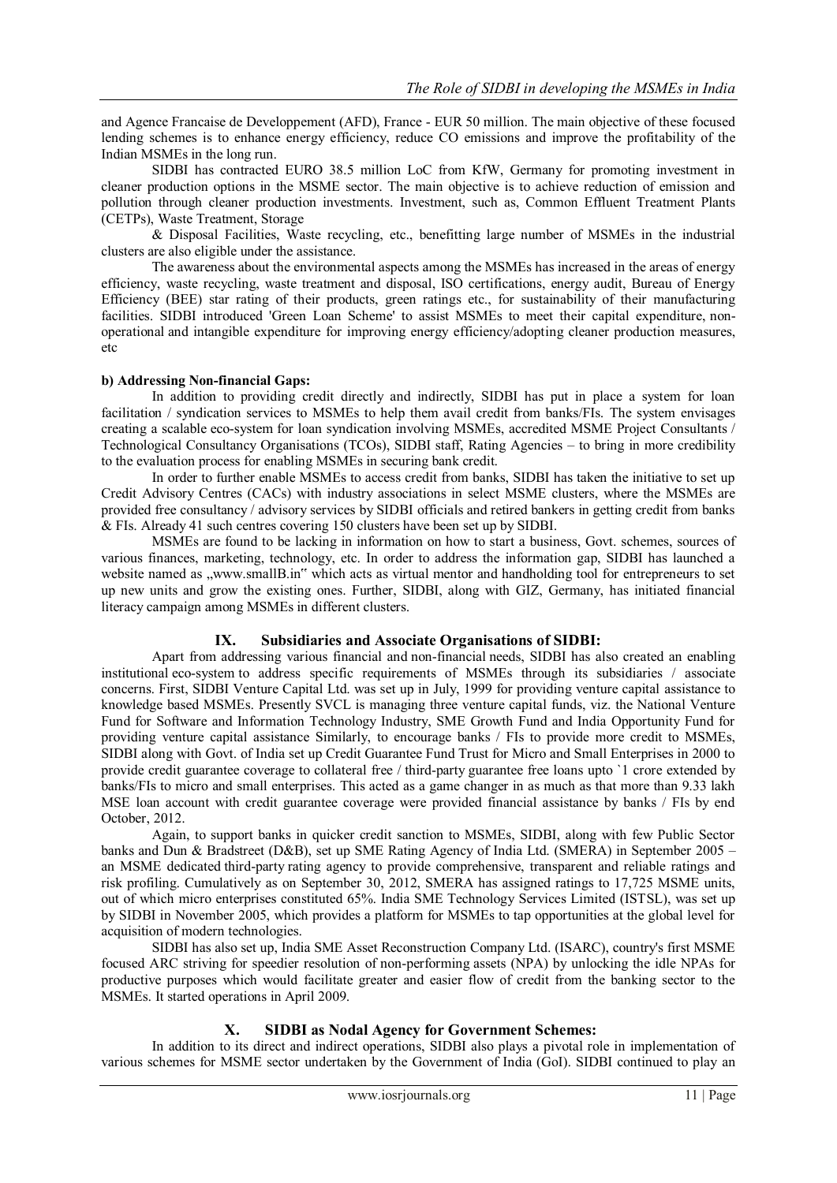and Agence Francaise de Developpement (AFD), France - EUR 50 million. The main objective of these focused lending schemes is to enhance energy efficiency, reduce CO emissions and improve the profitability of the Indian MSMEs in the long run.

SIDBI has contracted EURO 38.5 million LoC from KfW, Germany for promoting investment in cleaner production options in the MSME sector. The main objective is to achieve reduction of emission and pollution through cleaner production investments. Investment, such as, Common Effluent Treatment Plants (CETPs), Waste Treatment, Storage

& Disposal Facilities, Waste recycling, etc., benefitting large number of MSMEs in the industrial clusters are also eligible under the assistance.

The awareness about the environmental aspects among the MSMEs has increased in the areas of energy efficiency, waste recycling, waste treatment and disposal, ISO certifications, energy audit, Bureau of Energy Efficiency (BEE) star rating of their products, green ratings etc., for sustainability of their manufacturing facilities. SIDBI introduced 'Green Loan Scheme' to assist MSMEs to meet their capital expenditure, non-operational and intangible expenditure for improving energy efficiency/adopting cleaner production measures, etc

**b) Addressing Non-financial Gaps:**

In addition to providing credit directly and indirectly, SIDBI has put in place a system for loan facilitation / syndication services to MSMEs to help them avail credit from banks/FIs. The system envisages creating a scalable eco-system for loan syndication involving MSMEs, accredited MSME Project Consultants / Technological Consultancy Organisations (TCOs), SIDBI staff, Rating Agencies – to bring in more credibility to the evaluation process for enabling MSMEs in securing bank credit.

In order to further enable MSMEs to access credit from banks, SIDBI has taken the initiative to set up Credit Advisory Centres (CACs) with industry associations in select MSME clusters, where the MSMEs are provided free consultancy / advisory services by SIDBI officials and retired bankers in getting credit from banks & FIs. Already 41 such centres covering 150 clusters have been set up by SIDBI.

MSMEs are found to be lacking in information on how to start a business, Govt. schemes, sources of various finances, marketing, technology, etc. In order to address the information gap, SIDBI has launched a website named as „www.smallB.in" which acts as virtual mentor and handholding tool for entrepreneurs to set up new units and grow the existing ones. Further, SIDBI, along with GIZ, Germany, has initiated financial literacy campaign among MSMEs in different clusters.

## IX. Subsidiaries and Associate Organisations of SIDBI:

Apart from addressing various financial and non-financial needs, SIDBI has also created an enabling institutional eco-system to address specific requirements of MSMEs through its subsidiaries / associate concerns. First, SIDBI Venture Capital Ltd. was set up in July, 1999 for providing venture capital assistance to knowledge based MSMEs. Presently SVCL is managing three venture capital funds, viz. the National Venture Fund for Software and Information Technology Industry, SME Growth Fund and India Opportunity Fund for providing venture capital assistance Similarly, to encourage banks / FIs to provide more credit to MSMEs, SIDBI along with Govt. of India set up Credit Guarantee Fund Trust for Micro and Small Enterprises in 2000 to provide credit guarantee coverage to collateral free / third-party guarantee free loans upto `1 crore extended by banks/FIs to micro and small enterprises. This acted as a game changer in as much as that more than 9.33 lakh MSE loan account with credit guarantee coverage were provided financial assistance by banks / FIs by end October, 2012.

Again, to support banks in quicker credit sanction to MSMEs, SIDBI, along with few Public Sector banks and Dun & Bradstreet (D&B), set up SME Rating Agency of India Ltd. (SMERA) in September 2005 – an MSME dedicated third-party rating agency to provide comprehensive, transparent and reliable ratings and risk profiling. Cumulatively as on September 30, 2012, SMERA has assigned ratings to 17,725 MSME units, out of which micro enterprises constituted 65%. India SME Technology Services Limited (ISTSL), was set up by SIDBI in November 2005, which provides a platform for MSMEs to tap opportunities at the global level for acquisition of modern technologies.

SIDBI has also set up, India SME Asset Reconstruction Company Ltd. (ISARC), country's first MSME focused ARC striving for speedier resolution of non-performing assets (NPA) by unlocking the idle NPAs for productive purposes which would facilitate greater and easier flow of credit from the banking sector to the MSMEs. It started operations in April 2009.

## X. SIDBI as Nodal Agency for Government Schemes:

In addition to its direct and indirect operations, SIDBI also plays a pivotal role in implementation of various schemes for MSME sector undertaken by the Government of India (GoI). SIDBI continued to play an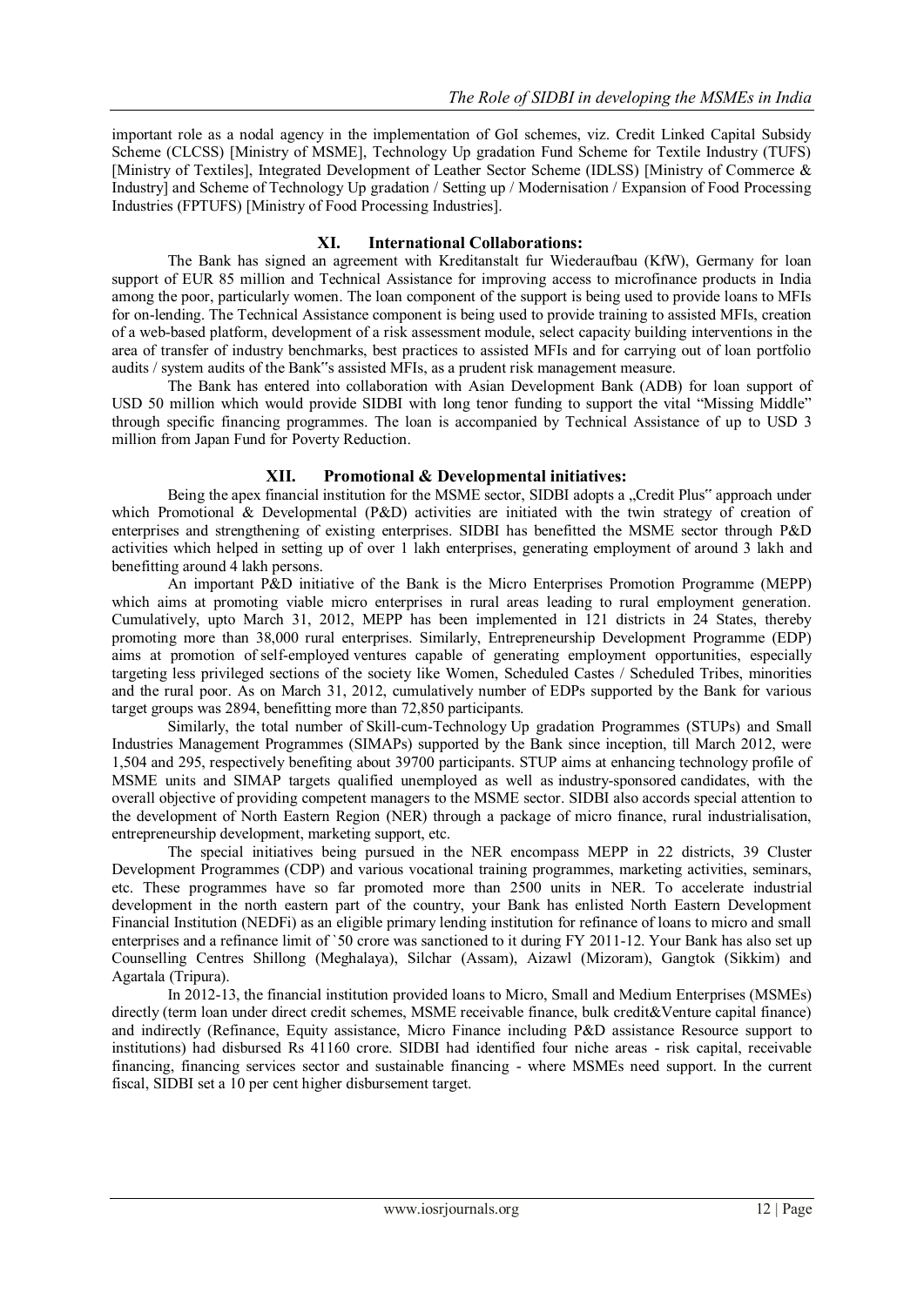important role as a nodal agency in the implementation of GoI schemes, viz. Credit Linked Capital Subsidy Scheme (CLCSS) [Ministry of MSME], Technology Up gradation Fund Scheme for Textile Industry (TUFS) [Ministry of Textiles], Integrated Development of Leather Sector Scheme (IDLSS) [Ministry of Commerce & Industry] and Scheme of Technology Up gradation / Setting up / Modernisation / Expansion of Food Processing Industries (FPTUFS) [Ministry of Food Processing Industries].

## XI. International Collaborations:

The Bank has signed an agreement with Kreditanstalt fur Wiederaufbau (KfW), Germany for loan support of EUR 85 million and Technical Assistance for improving access to microfinance products in India among the poor, particularly women. The loan component of the support is being used to provide loans to MFIs for on-lending. The Technical Assistance component is being used to provide training to assisted MFIs, creation of a web-based platform, development of a risk assessment module, select capacity building interventions in the area of transfer of industry benchmarks, best practices to assisted MFIs and for carrying out of loan portfolio audits / system audits of the Bank"s assisted MFIs, as a prudent risk management measure.

The Bank has entered into collaboration with Asian Development Bank (ADB) for loan support of USD 50 million which would provide SIDBI with long tenor funding to support the vital "Missing Middle" through specific financing programmes. The loan is accompanied by Technical Assistance of up to USD 3 million from Japan Fund for Poverty Reduction.

## XII. Promotional & Developmental initiatives:

Being the apex financial institution for the MSME sector, SIDBI adopts a „Credit Plus" approach under which Promotional & Developmental (P&D) activities are initiated with the twin strategy of creation of enterprises and strengthening of existing enterprises. SIDBI has benefitted the MSME sector through P&D activities which helped in setting up of over 1 lakh enterprises, generating employment of around 3 lakh and benefitting around 4 lakh persons.

An important P&D initiative of the Bank is the Micro Enterprises Promotion Programme (MEPP) which aims at promoting viable micro enterprises in rural areas leading to rural employment generation. Cumulatively, upto March 31, 2012, MEPP has been implemented in 121 districts in 24 States, thereby promoting more than 38,000 rural enterprises. Similarly, Entrepreneurship Development Programme (EDP) aims at promotion of self-employed ventures capable of generating employment opportunities, especially targeting less privileged sections of the society like Women, Scheduled Castes / Scheduled Tribes, minorities and the rural poor. As on March 31, 2012, cumulatively number of EDPs supported by the Bank for various target groups was 2894, benefitting more than 72,850 participants.

Similarly, the total number of Skill-cum-Technology Up gradation Programmes (STUPs) and Small Industries Management Programmes (SIMAPs) supported by the Bank since inception, till March 2012, were 1,504 and 295, respectively benefiting about 39700 participants. STUP aims at enhancing technology profile of MSME units and SIMAP targets qualified unemployed as well as industry-sponsored candidates, with the overall objective of providing competent managers to the MSME sector. SIDBI also accords special attention to the development of North Eastern Region (NER) through a package of micro finance, rural industrialisation, entrepreneurship development, marketing support, etc.

The special initiatives being pursued in the NER encompass MEPP in 22 districts, 39 Cluster Development Programmes (CDP) and various vocational training programmes, marketing activities, seminars, etc. These programmes have so far promoted more than 2500 units in NER. To accelerate industrial development in the north eastern part of the country, your Bank has enlisted North Eastern Development Financial Institution (NEDFi) as an eligible primary lending institution for refinance of loans to micro and small enterprises and a refinance limit of `50 crore was sanctioned to it during FY 2011-12. Your Bank has also set up Counselling Centres Shillong (Meghalaya), Silchar (Assam), Aizawl (Mizoram), Gangtok (Sikkim) and Agartala (Tripura).

In 2012-13, the financial institution provided loans to Micro, Small and Medium Enterprises (MSMEs) directly (term loan under direct credit schemes, MSME receivable finance, bulk credit&Venture capital finance) and indirectly (Refinance, Equity assistance, Micro Finance including P&D assistance Resource support to institutions) had disbursed Rs 41160 crore. SIDBI had identified four niche areas - risk capital, receivable financing, financing services sector and sustainable financing - where MSMEs need support. In the current fiscal, SIDBI set a 10 per cent higher disbursement target.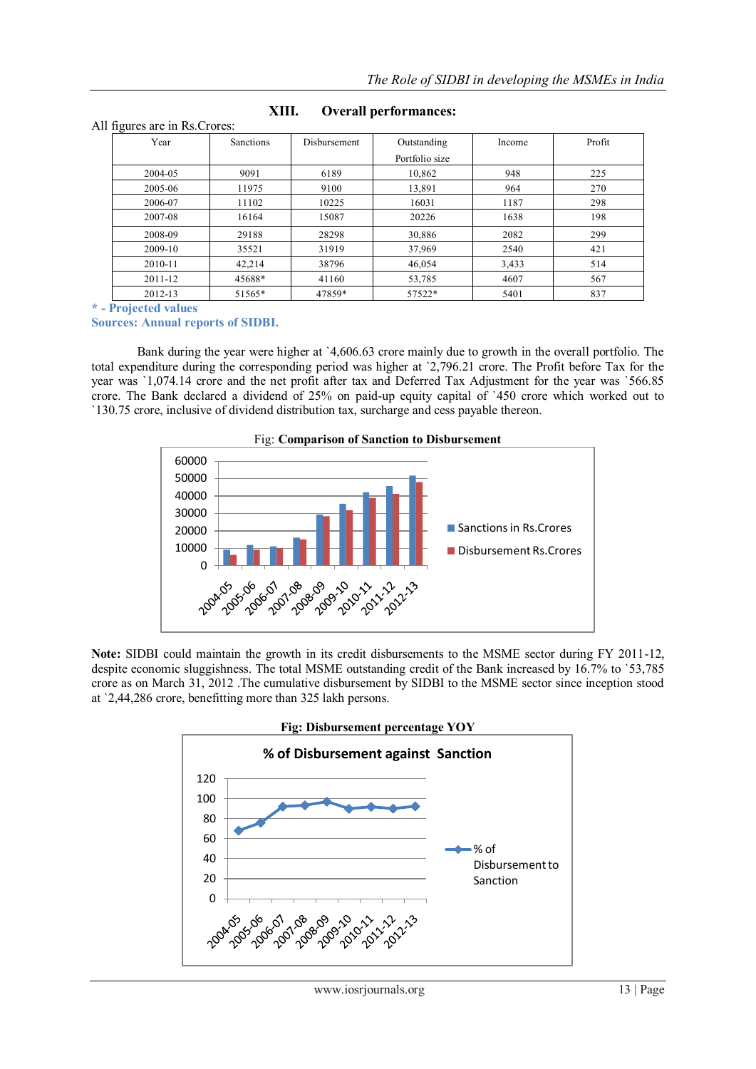## XIII. Overall performances:

All figures are in Rs.Crores:

| Year | Sanctions | Disbursement | Outstanding Portfolio size | Income | Profit |
|---|---|---|---|---|---|
| 2004-05 | 9091 | 6189 | 10,862 | 948 | 225 |
| 2005-06 | 11975 | 9100 | 13,891 | 964 | 270 |
| 2006-07 | 11102 | 10225 | 16031 | 1187 | 298 |
| 2007-08 | 16164 | 15087 | 20226 | 1638 | 198 |
| 2008-09 | 29188 | 28298 | 30,886 | 2082 | 299 |
| 2009-10 | 35521 | 31919 | 37,969 | 2540 | 421 |
| 2010-11 | 42,214 | 38796 | 46,054 | 3,433 | 514 |
| 2011-12 | 45688* | 41160 | 53,785 | 4607 | 567 |
| 2012-13 | 51565* | 47859* | 57522* | 5401 | 837 |

**\* - Projected values**

**Sources: Annual reports of SIDBI.**

Bank during the year were higher at `4,606.63 crore mainly due to growth in the overall portfolio. The total expenditure during the corresponding period was higher at `2,796.21 crore. The Profit before Tax for the year was `1,074.14 crore and the net profit after tax and Deferred Tax Adjustment for the year was `566.85 crore. The Bank declared a dividend of 25% on paid-up equity capital of `450 crore which worked out to `130.75 crore, inclusive of dividend distribution tax, surcharge and cess payable thereon.

Fig: **Comparison of Sanction to Disbursement**

**Note:** SIDBI could maintain the growth in its credit disbursements to the MSME sector during FY 2011-12, despite economic sluggishness. The total MSME outstanding credit of the Bank increased by 16.7% to `53,785 crore as on March 31, 2012 .The cumulative disbursement by SIDBI to the MSME sector since inception stood at `2,44,286 crore, benefitting more than 325 lakh persons.

**Fig: Disbursement percentage YOY**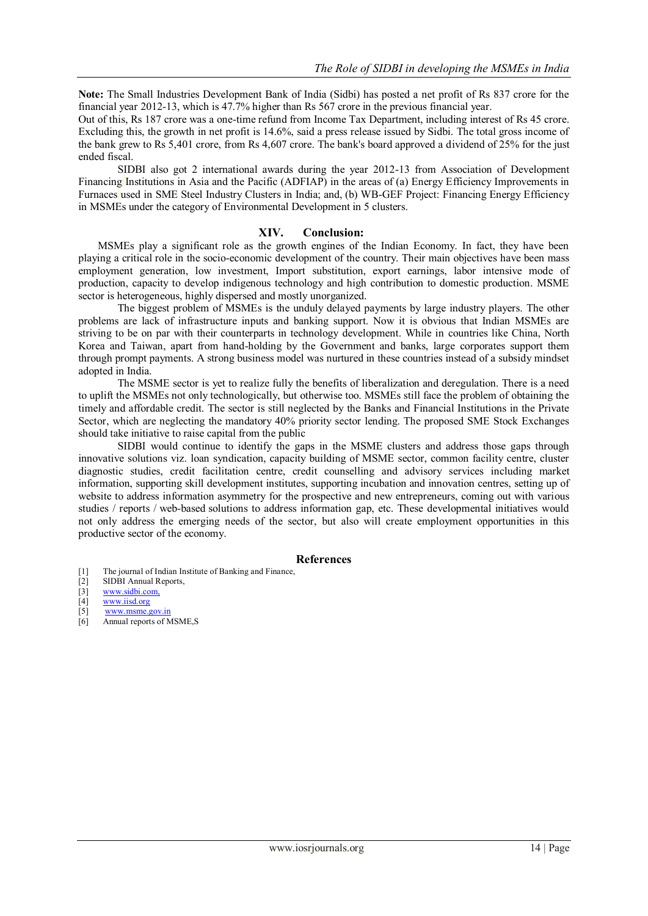**Note:** The Small Industries Development Bank of India (Sidbi) has posted a net profit of Rs 837 crore for the financial year 2012-13, which is 47.7% higher than Rs 567 crore in the previous financial year.
Out of this, Rs 187 crore was a one-time refund from Income Tax Department, including interest of Rs 45 crore. Excluding this, the growth in net profit is 14.6%, said a press release issued by Sidbi. The total gross income of the bank grew to Rs 5,401 crore, from Rs 4,607 crore. The bank's board approved a dividend of 25% for the just ended fiscal.

SIDBI also got 2 international awards during the year 2012-13 from Association of Development Financing Institutions in Asia and the Pacific (ADFIAP) in the areas of (a) Energy Efficiency Improvements in Furnaces used in SME Steel Industry Clusters in India; and, (b) WB-GEF Project: Financing Energy Efficiency in MSMEs under the category of Environmental Development in 5 clusters.

## XIV. Conclusion:

MSMEs play a significant role as the growth engines of the Indian Economy. In fact, they have been playing a critical role in the socio-economic development of the country. Their main objectives have been mass employment generation, low investment, Import substitution, export earnings, labor intensive mode of production, capacity to develop indigenous technology and high contribution to domestic production. MSME sector is heterogeneous, highly dispersed and mostly unorganized.

The biggest problem of MSMEs is the unduly delayed payments by large industry players. The other problems are lack of infrastructure inputs and banking support. Now it is obvious that Indian MSMEs are striving to be on par with their counterparts in technology development. While in countries like China, North Korea and Taiwan, apart from hand-holding by the Government and banks, large corporates support them through prompt payments. A strong business model was nurtured in these countries instead of a subsidy mindset adopted in India.

The MSME sector is yet to realize fully the benefits of liberalization and deregulation. There is a need to uplift the MSMEs not only technologically, but otherwise too. MSMEs still face the problem of obtaining the timely and affordable credit. The sector is still neglected by the Banks and Financial Institutions in the Private Sector, which are neglecting the mandatory 40% priority sector lending. The proposed SME Stock Exchanges should take initiative to raise capital from the public

SIDBI would continue to identify the gaps in the MSME clusters and address those gaps through innovative solutions viz. loan syndication, capacity building of MSME sector, common facility centre, cluster diagnostic studies, credit facilitation centre, credit counselling and advisory services including market information, supporting skill development institutes, supporting incubation and innovation centres, setting up of website to address information asymmetry for the prospective and new entrepreneurs, coming out with various studies / reports / web-based solutions to address information gap, etc. These developmental initiatives would not only address the emerging needs of the sector, but also will create employment opportunities in this productive sector of the economy.

## References

[1] The journal of Indian Institute of Banking and Finance,
[2] SIDBI Annual Reports,
[3] www.sidbi.com,
[4] www.iisd.org
[5] www.msme.gov.in
[6] Annual reports of MSME,S